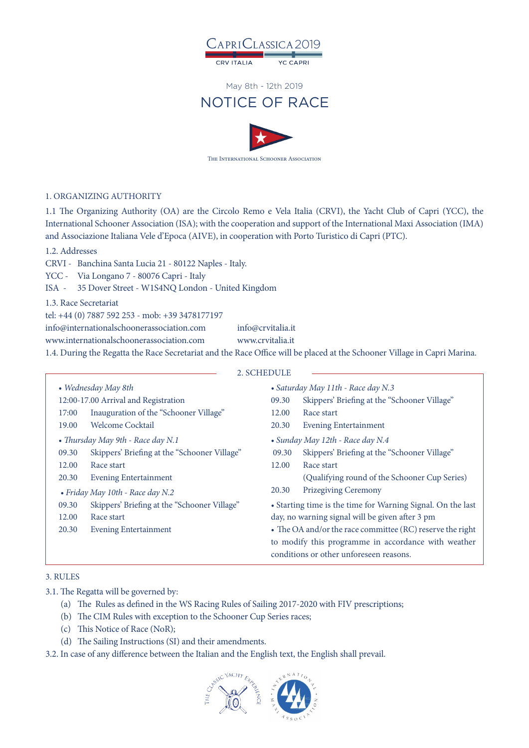CapriClassica 2019

CRV ITALIA YC CAPRI

May 8th - 12th 2019

# NOTICE OF RACE

The International Schooner Association

## 1. ORGANIZING AUTHORITY

1.1 The Organizing Authority (OA) are the Circolo Remo e Vela Italia (CRVI), the Yacht Club of Capri (YCC), the International Schooner Association (ISA); with the cooperation and support of the International Maxi Association (IMA) and Associazione Italiana Vele d'Epoca (AIVE), in cooperation with Porto Turistico di Capri (PTC).

1.2. Addresses

CRVI - Banchina Santa Lucia 21 - 80122 Naples - Italy.
YCC - Via Longano 7 - 80076 Capri - Italy
ISA - 35 Dover Street - W1S4NQ London - United Kingdom

1.3. Race Secretariat

tel: +44 (0) 7887 592 253 - mob: +39 3478177197

info@internationalschoonerassociation.com info@crvitalia.it
www.internationalschoonerassociation.com www.crvitalia.it

1.4. During the Regatta the Race Secretariat and the Race Office will be placed at the Schooner Village in Capri Marina.

## 2. SCHEDULE

• *Wednesday May 8th*

12:00-17.00 Arrival and Registration
17:00 Inauguration of the "Schooner Village"
19.00 Welcome Cocktail

• *Thursday May 9th - Race day N.1*

09.30 Skippers' Briefing at the "Schooner Village"
12.00 Race start
20.30 Evening Entertainment

• *Friday May 10th - Race day N.2*

09.30 Skippers' Briefing at the "Schooner Village"
12.00 Race start
20.30 Evening Entertainment

• *Saturday May 11th - Race day N.3*

09.30 Skippers' Briefing at the "Schooner Village"
12.00 Race start
20.30 Evening Entertainment

• *Sunday May 12th - Race day N.4*

09.30 Skippers' Briefing at the "Schooner Village"
12.00 Race start (Qualifying round of the Schooner Cup Series)
20.30 Prizegiving Ceremony

• Starting time is the time for Warning Signal. On the last day, no warning signal will be given after 3 pm

• The OA and/or the race committee (RC) reserve the right to modify this programme in accordance with weather conditions or other unforeseen reasons.

## 3. RULES

3.1. The Regatta will be governed by:

(a) The Rules as defined in the WS Racing Rules of Sailing 2017-2020 with FIV prescriptions;
(b) The CIM Rules with exception to the Schooner Cup Series races;
(c) This Notice of Race (NoR);
(d) The Sailing Instructions (SI) and their amendments.

3.2. In case of any difference between the Italian and the English text, the English shall prevail.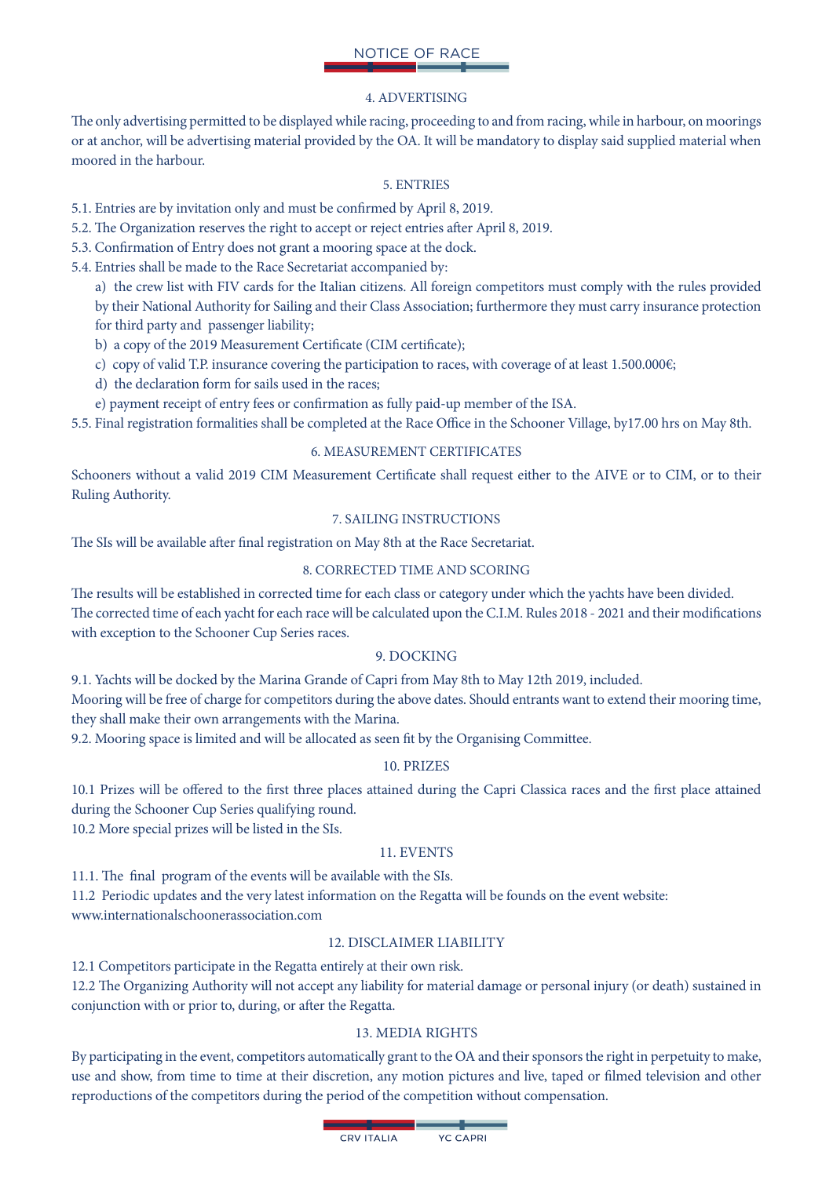## 4. ADVERTISING

The only advertising permitted to be displayed while racing, proceeding to and from racing, while in harbour, on moorings or at anchor, will be advertising material provided by the OA. It will be mandatory to display said supplied material when moored in the harbour.

## 5. ENTRIES

5.1. Entries are by invitation only and must be confirmed by April 8, 2019.

5.2. The Organization reserves the right to accept or reject entries after April 8, 2019.

5.3. Confirmation of Entry does not grant a mooring space at the dock.

5.4. Entries shall be made to the Race Secretariat accompanied by:

a) the crew list with FIV cards for the Italian citizens. All foreign competitors must comply with the rules provided by their National Authority for Sailing and their Class Association; furthermore they must carry insurance protection for third party and passenger liability;

b) a copy of the 2019 Measurement Certificate (CIM certificate);

c) copy of valid T.P. insurance covering the participation to races, with coverage of at least 1.500.000€;

d) the declaration form for sails used in the races;

e) payment receipt of entry fees or confirmation as fully paid-up member of the ISA.

5.5. Final registration formalities shall be completed at the Race Office in the Schooner Village, by17.00 hrs on May 8th.

## 6. MEASUREMENT CERTIFICATES

Schooners without a valid 2019 CIM Measurement Certificate shall request either to the AIVE or to CIM, or to their Ruling Authority.

## 7. SAILING INSTRUCTIONS

The SIs will be available after final registration on May 8th at the Race Secretariat.

## 8. CORRECTED TIME AND SCORING

The results will be established in corrected time for each class or category under which the yachts have been divided.
The corrected time of each yacht for each race will be calculated upon the C.I.M. Rules 2018 - 2021 and their modifications with exception to the Schooner Cup Series races.

## 9. DOCKING

9.1. Yachts will be docked by the Marina Grande of Capri from May 8th to May 12th 2019, included.
Mooring will be free of charge for competitors during the above dates. Should entrants want to extend their mooring time, they shall make their own arrangements with the Marina.

9.2. Mooring space is limited and will be allocated as seen fit by the Organising Committee.

## 10. PRIZES

10.1 Prizes will be offered to the first three places attained during the Capri Classica races and the first place attained during the Schooner Cup Series qualifying round.

10.2 More special prizes will be listed in the SIs.

## 11. EVENTS

11.1. The final program of the events will be available with the SIs.

11.2 Periodic updates and the very latest information on the Regatta will be founds on the event website:
www.internationalschoonerassociation.com

## 12. DISCLAIMER LIABILITY

12.1 Competitors participate in the Regatta entirely at their own risk.

12.2 The Organizing Authority will not accept any liability for material damage or personal injury (or death) sustained in conjunction with or prior to, during, or after the Regatta.

## 13. MEDIA RIGHTS

By participating in the event, competitors automatically grant to the OA and their sponsors the right in perpetuity to make, use and show, from time to time at their discretion, any motion pictures and live, taped or filmed television and other reproductions of the competitors during the period of the competition without compensation.